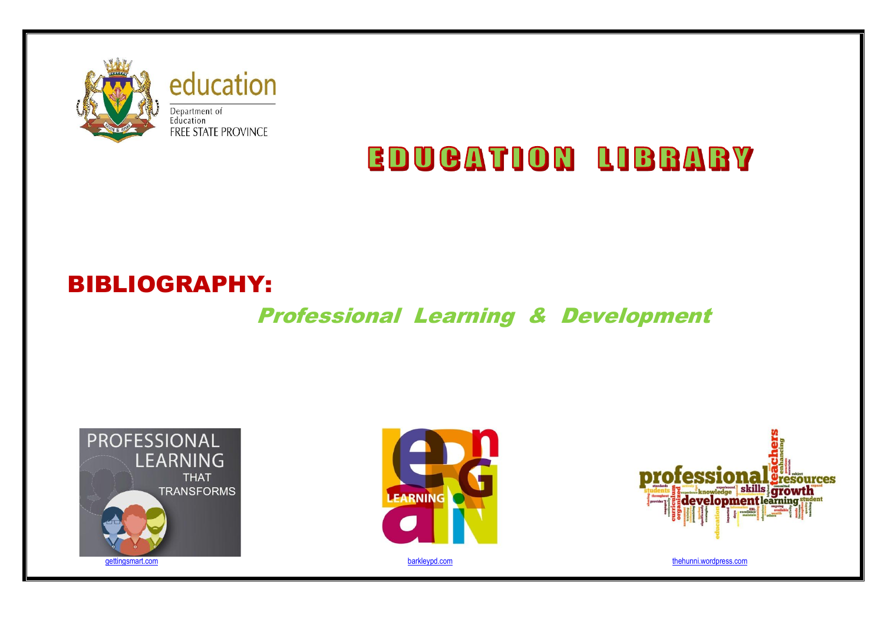education

Department of Education FREE STATE PROVINCE

# EDUCATION LIBRARY

## BIBLIOGRAPHY:

### *Professional Learning & Development*

gettingsmart.com

barkleypd.com

thehunni.wordpress.com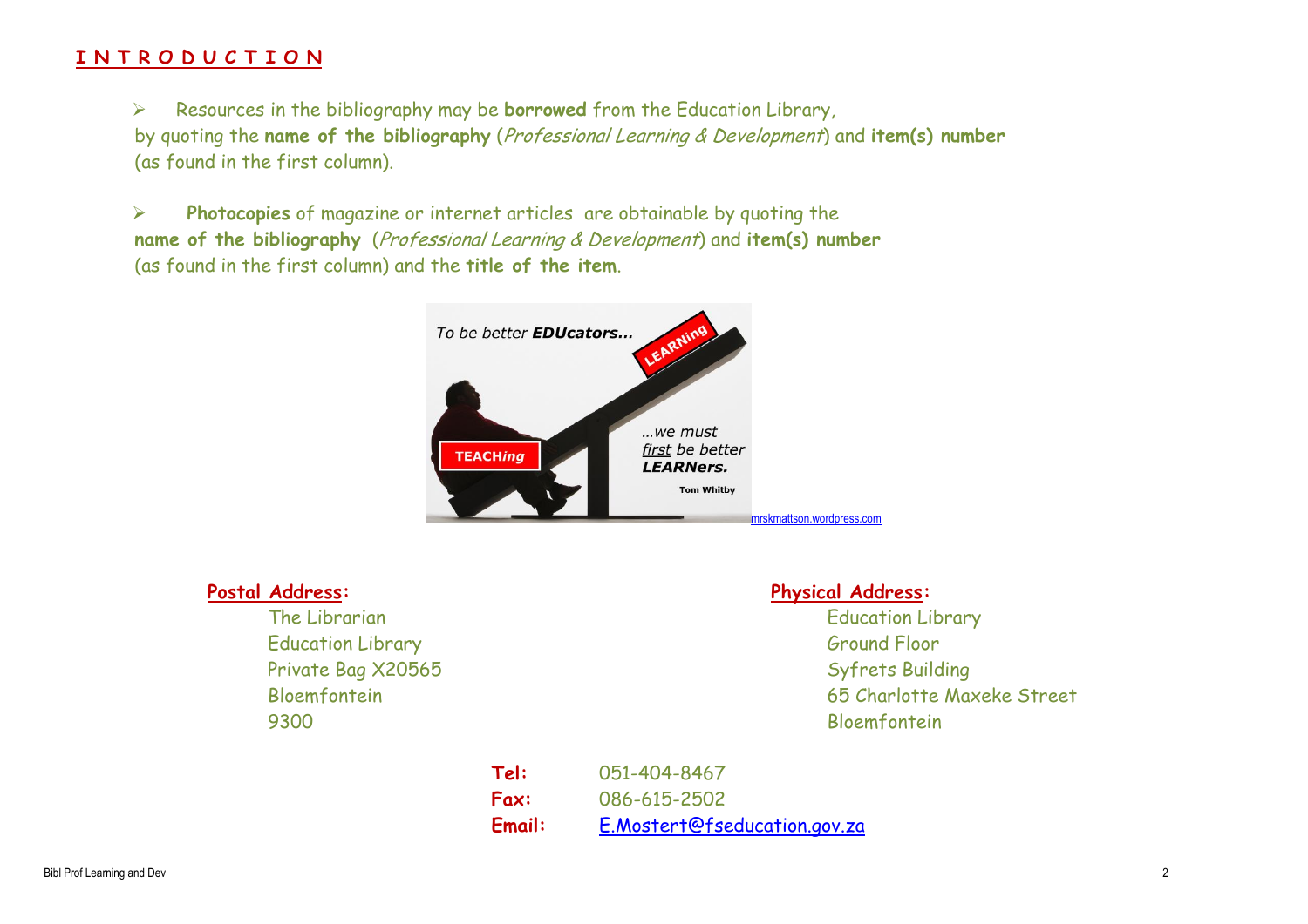# INTRODUCTION

- Resources in the bibliography may be **borrowed** from the Education Library, by quoting the **name of the bibliography** (*Professional Learning & Development*) and **item(s) number** (as found in the first column).

- **Photocopies** of magazine or internet articles are obtainable by quoting the **name of the bibliography** (*Professional Learning & Development*) and **item(s) number** (as found in the first column) and the **title of the item**.

mrskmattson.wordpress.com

**Postal Address:**
The Librarian
Education Library
Private Bag X20565
Bloemfontein
9300

**Physical Address:**
Education Library
Ground Floor
Syfrets Building
65 Charlotte Maxeke Street
Bloemfontein

**Tel:** 051-404-8467
**Fax:** 086-615-2502
**Email:** E.Mostert@fseducation.gov.za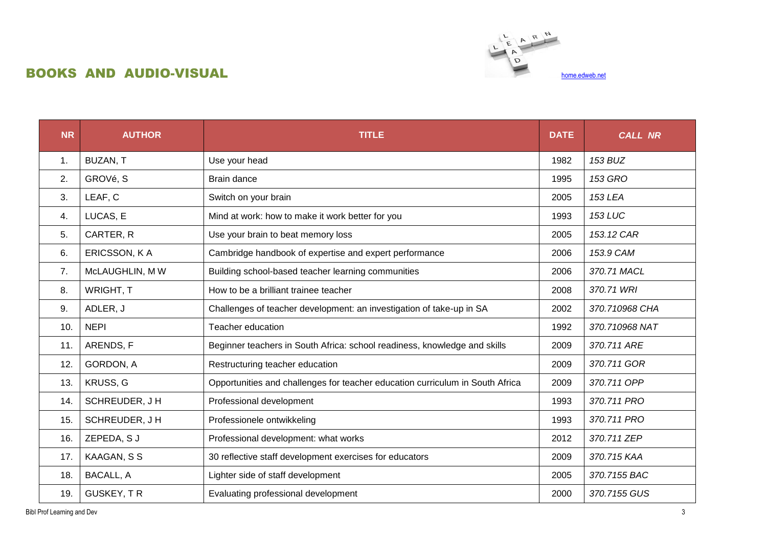## BOOKS AND AUDIO-VISUAL

home.edweb.net

| NR | AUTHOR | TITLE | DATE | CALL NR |
|---|---|---|---|---|
| 1. | BUZAN, T | Use your head | 1982 | *153 BUZ* |
| 2. | GROVé, S | Brain dance | 1995 | *153 GRO* |
| 3. | LEAF, C | Switch on your brain | 2005 | *153 LEA* |
| 4. | LUCAS, E | Mind at work: how to make it work better for you | 1993 | *153 LUC* |
| 5. | CARTER, R | Use your brain to beat memory loss | 2005 | *153.12 CAR* |
| 6. | ERICSSON, K A | Cambridge handbook of expertise and expert performance | 2006 | *153.9 CAM* |
| 7. | McLAUGHLIN, M W | Building school-based teacher learning communities | 2006 | *370.71 MACL* |
| 8. | WRIGHT, T | How to be a brilliant trainee teacher | 2008 | *370.71 WRI* |
| 9. | ADLER, J | Challenges of teacher development: an investigation of take-up in SA | 2002 | *370.710968 CHA* |
| 10. | NEPI | Teacher education | 1992 | *370.710968 NAT* |
| 11. | ARENDS, F | Beginner teachers in South Africa: school readiness, knowledge and skills | 2009 | *370.711 ARE* |
| 12. | GORDON, A | Restructuring teacher education | 2009 | *370.711 GOR* |
| 13. | KRUSS, G | Opportunities and challenges for teacher education curriculum in South Africa | 2009 | *370.711 OPP* |
| 14. | SCHREUDER, J H | Professional development | 1993 | *370.711 PRO* |
| 15. | SCHREUDER, J H | Professionele ontwikkeling | 1993 | *370.711 PRO* |
| 16. | ZEPEDA, S J | Professional development: what works | 2012 | *370.711 ZEP* |
| 17. | KAAGAN, S S | 30 reflective staff development exercises for educators | 2009 | *370.715 KAA* |
| 18. | BACALL, A | Lighter side of staff development | 2005 | *370.7155 BAC* |
| 19. | GUSKEY, T R | Evaluating professional development | 2000 | *370.7155 GUS* |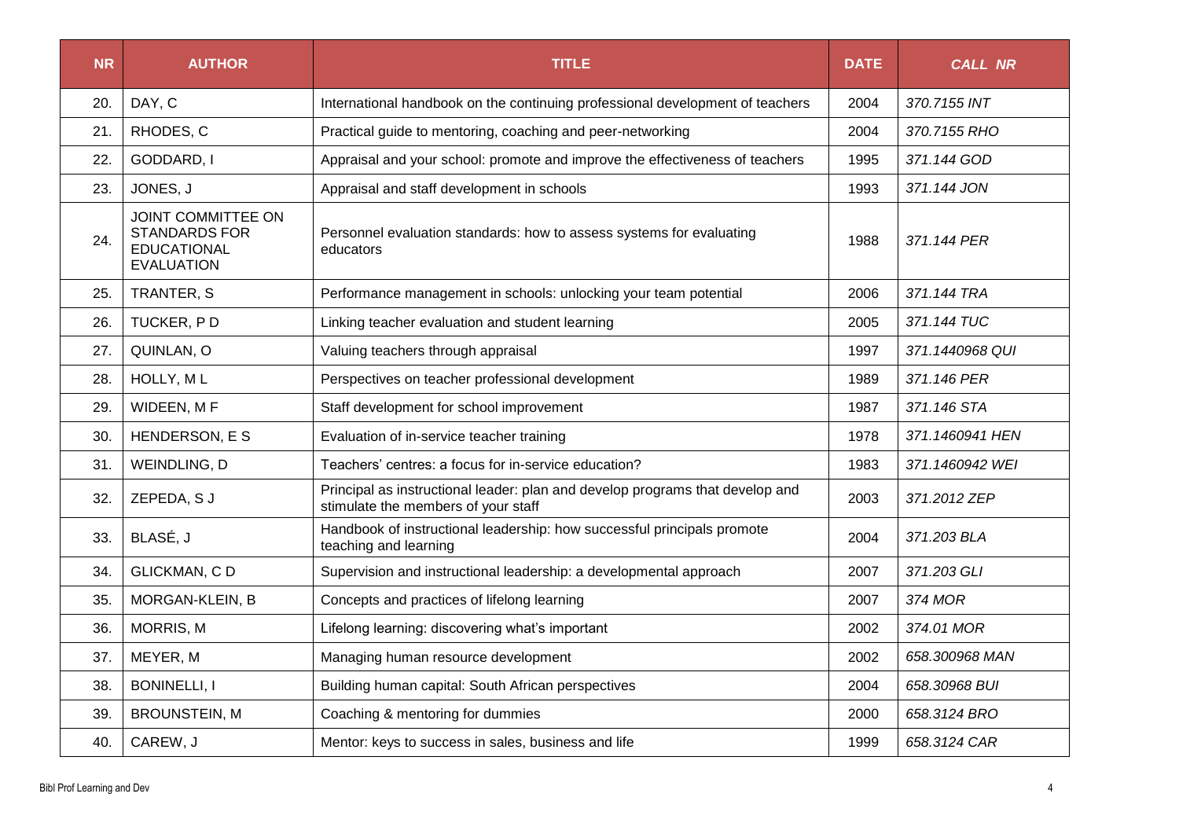| NR | AUTHOR | TITLE | DATE | *CALL NR* |
|---|---|---|---|---|
| 20. | DAY, C | International handbook on the continuing professional development of teachers | 2004 | *370.7155 INT* |
| 21. | RHODES, C | Practical guide to mentoring, coaching and peer-networking | 2004 | *370.7155 RHO* |
| 22. | GODDARD, I | Appraisal and your school: promote and improve the effectiveness of teachers | 1995 | *371.144 GOD* |
| 23. | JONES, J | Appraisal and staff development in schools | 1993 | *371.144 JON* |
| 24. | JOINT COMMITTEE ON STANDARDS FOR EDUCATIONAL EVALUATION | Personnel evaluation standards: how to assess systems for evaluating educators | 1988 | *371.144 PER* |
| 25. | TRANTER, S | Performance management in schools: unlocking your team potential | 2006 | *371.144 TRA* |
| 26. | TUCKER, P D | Linking teacher evaluation and student learning | 2005 | *371.144 TUC* |
| 27. | QUINLAN, O | Valuing teachers through appraisal | 1997 | *371.1440968 QUI* |
| 28. | HOLLY, M L | Perspectives on teacher professional development | 1989 | *371.146 PER* |
| 29. | WIDEEN, M F | Staff development for school improvement | 1987 | *371.146 STA* |
| 30. | HENDERSON, E S | Evaluation of in-service teacher training | 1978 | *371.1460941 HEN* |
| 31. | WEINDLING, D | Teachers' centres: a focus for in-service education? | 1983 | *371.1460942 WEI* |
| 32. | ZEPEDA, S J | Principal as instructional leader: plan and develop programs that develop and stimulate the members of your staff | 2003 | *371.2012 ZEP* |
| 33. | BLASÉ, J | Handbook of instructional leadership: how successful principals promote teaching and learning | 2004 | *371.203 BLA* |
| 34. | GLICKMAN, C D | Supervision and instructional leadership: a developmental approach | 2007 | *371.203 GLI* |
| 35. | MORGAN-KLEIN, B | Concepts and practices of lifelong learning | 2007 | *374 MOR* |
| 36. | MORRIS, M | Lifelong learning: discovering what's important | 2002 | *374.01 MOR* |
| 37. | MEYER, M | Managing human resource development | 2002 | *658.300968 MAN* |
| 38. | BONINELLI, I | Building human capital: South African perspectives | 2004 | *658.30968 BUI* |
| 39. | BROUNSTEIN, M | Coaching & mentoring for dummies | 2000 | *658.3124 BRO* |
| 40. | CAREW, J | Mentor: keys to success in sales, business and life | 1999 | *658.3124 CAR* |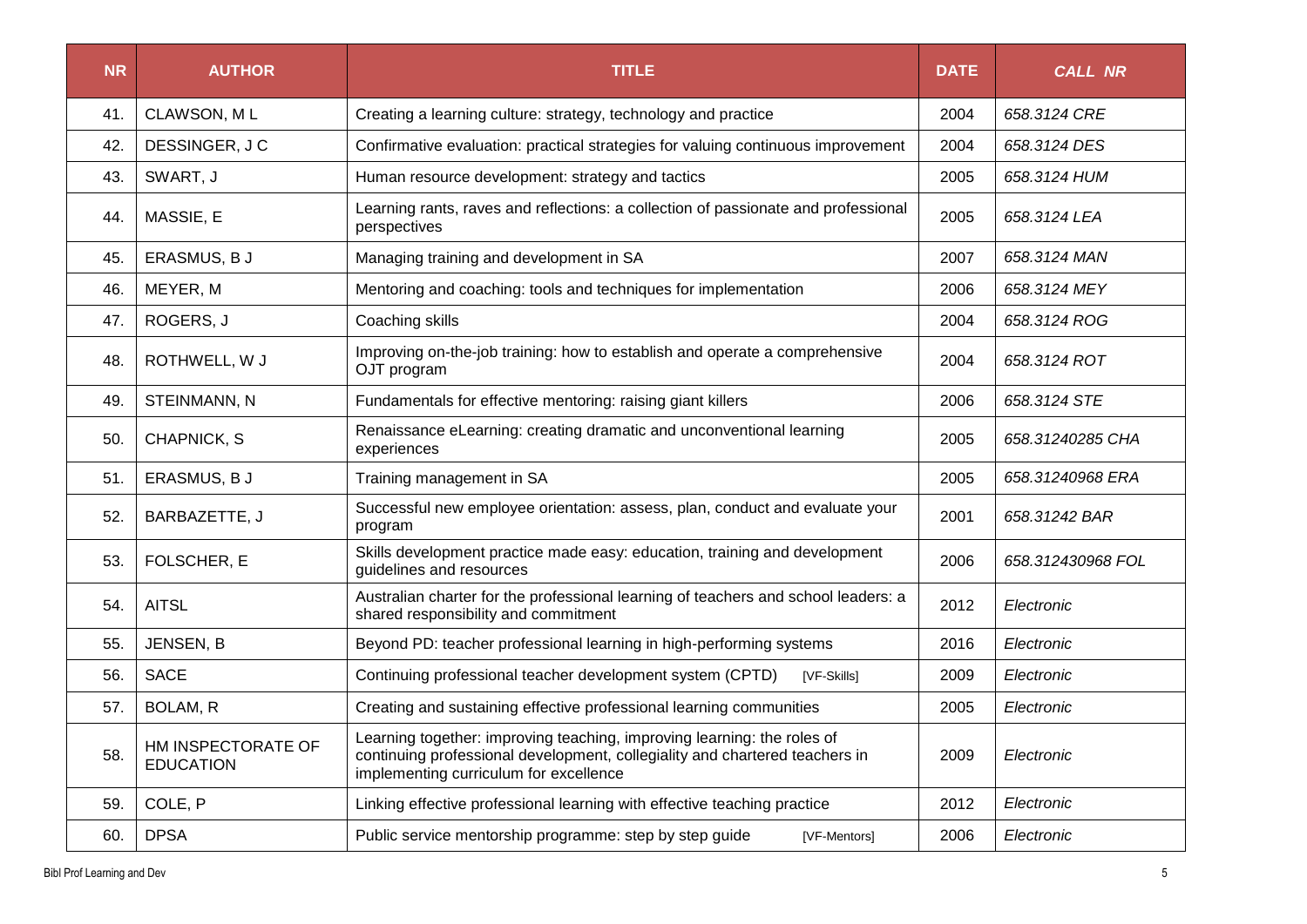| NR | AUTHOR | TITLE | DATE | CALL NR |
|---|---|---|---|---|
| 41. | CLAWSON, M L | Creating a learning culture: strategy, technology and practice | 2004 | *658.3124 CRE* |
| 42. | DESSINGER, J C | Confirmative evaluation: practical strategies for valuing continuous improvement | 2004 | *658.3124 DES* |
| 43. | SWART, J | Human resource development: strategy and tactics | 2005 | *658.3124 HUM* |
| 44. | MASSIE, E | Learning rants, raves and reflections: a collection of passionate and professional perspectives | 2005 | *658.3124 LEA* |
| 45. | ERASMUS, B J | Managing training and development in SA | 2007 | *658.3124 MAN* |
| 46. | MEYER, M | Mentoring and coaching: tools and techniques for implementation | 2006 | *658.3124 MEY* |
| 47. | ROGERS, J | Coaching skills | 2004 | *658.3124 ROG* |
| 48. | ROTHWELL, W J | Improving on-the-job training: how to establish and operate a comprehensive OJT program | 2004 | *658.3124 ROT* |
| 49. | STEINMANN, N | Fundamentals for effective mentoring: raising giant killers | 2006 | *658.3124 STE* |
| 50. | CHAPNICK, S | Renaissance eLearning: creating dramatic and unconventional learning experiences | 2005 | *658.31240285 CHA* |
| 51. | ERASMUS, B J | Training management in SA | 2005 | *658.31240968 ERA* |
| 52. | BARBAZETTE, J | Successful new employee orientation: assess, plan, conduct and evaluate your program | 2001 | *658.31242 BAR* |
| 53. | FOLSCHER, E | Skills development practice made easy: education, training and development guidelines and resources | 2006 | *658.312430968 FOL* |
| 54. | AITSL | Australian charter for the professional learning of teachers and school leaders: a shared responsibility and commitment | 2012 | *Electronic* |
| 55. | JENSEN, B | Beyond PD: teacher professional learning in high-performing systems | 2016 | *Electronic* |
| 56. | SACE | Continuing professional teacher development system (CPTD) [VF-Skills] | 2009 | *Electronic* |
| 57. | BOLAM, R | Creating and sustaining effective professional learning communities | 2005 | *Electronic* |
| 58. | HM INSPECTORATE OF EDUCATION | Learning together: improving teaching, improving learning: the roles of continuing professional development, collegiality and chartered teachers in implementing curriculum for excellence | 2009 | *Electronic* |
| 59. | COLE, P | Linking effective professional learning with effective teaching practice | 2012 | *Electronic* |
| 60. | DPSA | Public service mentorship programme: step by step guide [VF-Mentors] | 2006 | *Electronic* |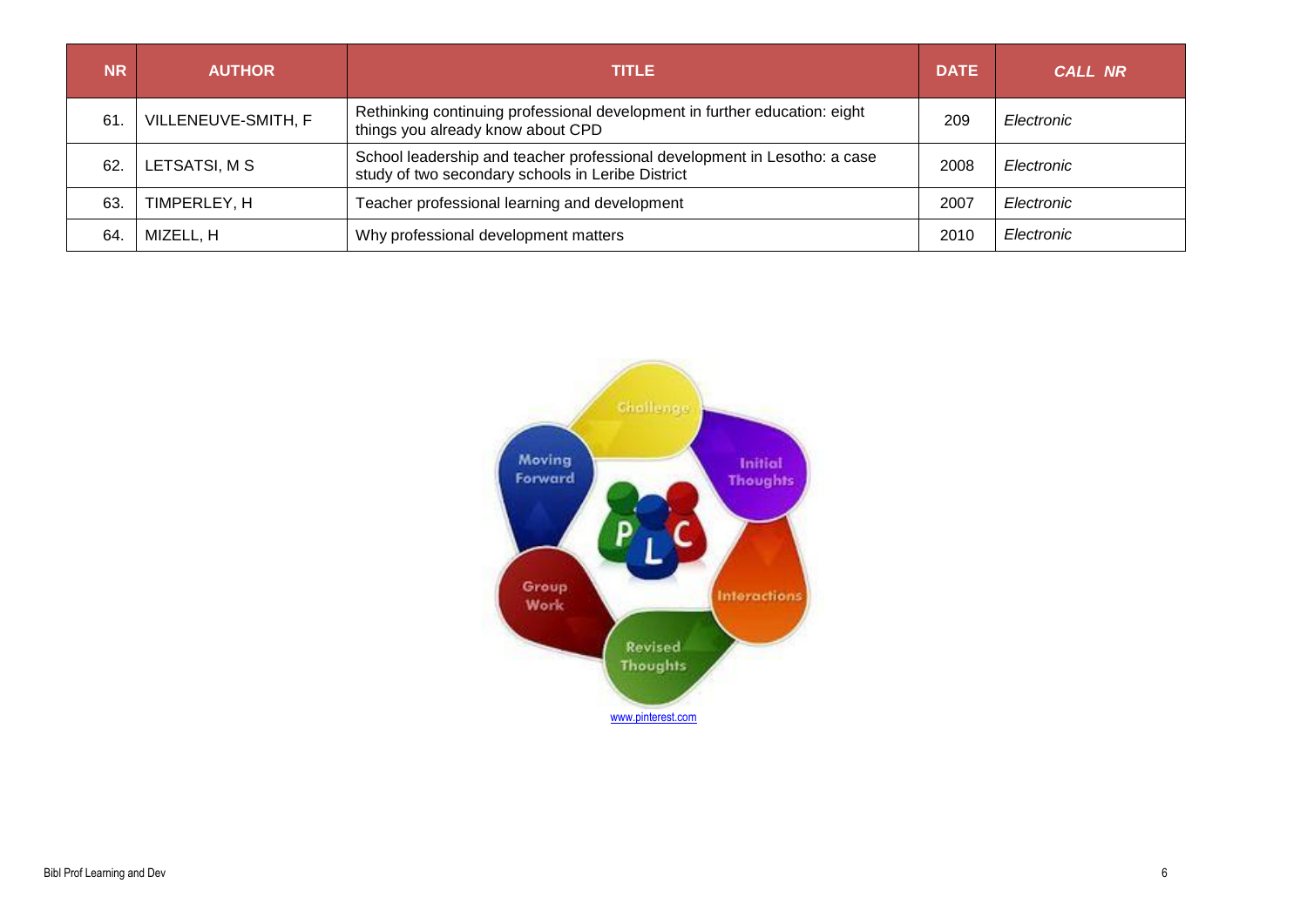| NR | AUTHOR | TITLE | DATE | *CALL NR* |
|---|---|---|---|---|
| 61. | VILLENEUVE-SMITH, F | Rethinking continuing professional development in further education: eight things you already know about CPD | 209 | *Electronic* |
| 62. | LETSATSI, M S | School leadership and teacher professional development in Lesotho: a case study of two secondary schools in Leribe District | 2008 | *Electronic* |
| 63. | TIMPERLEY, H | Teacher professional learning and development | 2007 | *Electronic* |
| 64. | MIZELL, H | Why professional development matters | 2010 | *Electronic* |

www.pinterest.com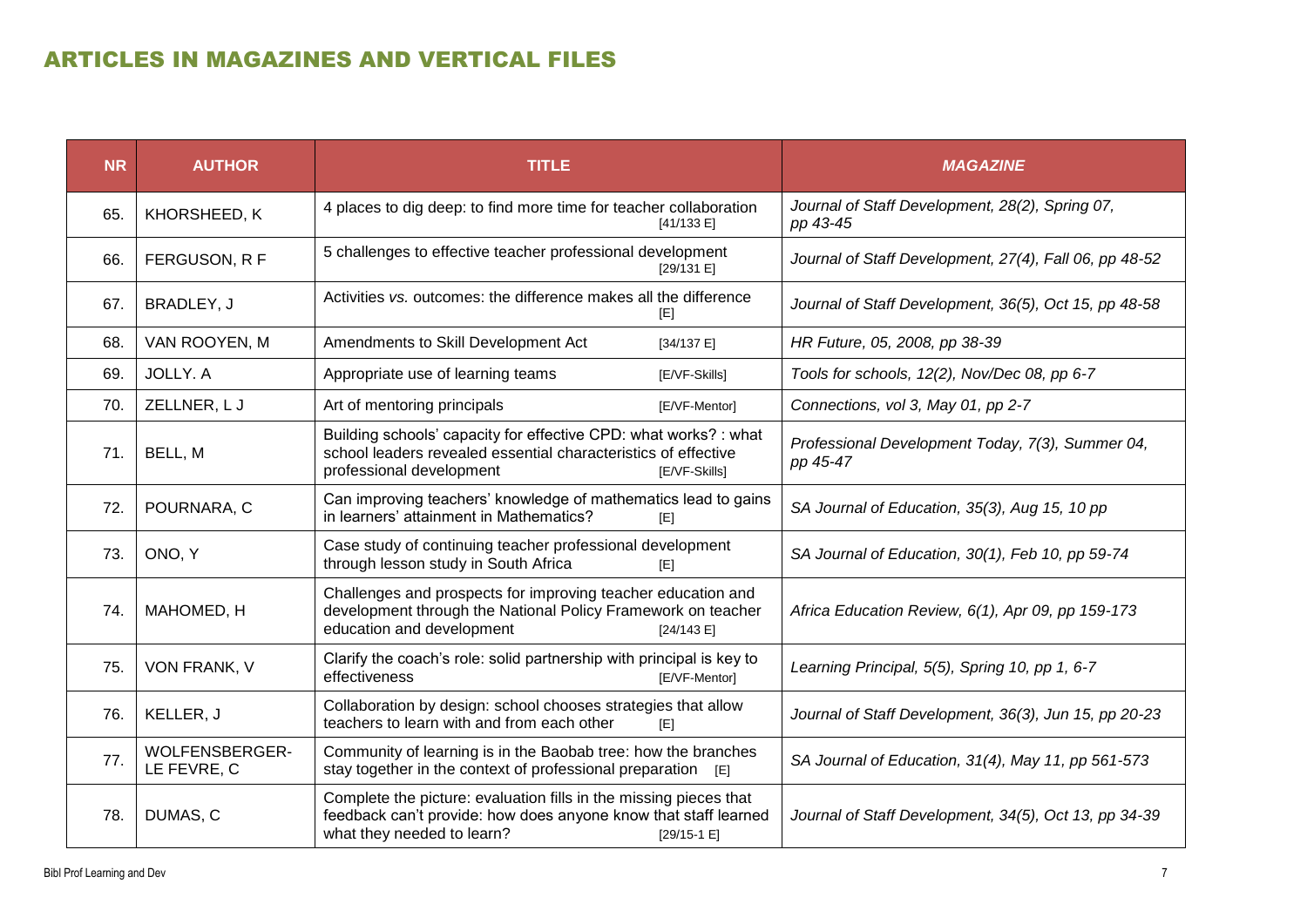## ARTICLES IN MAGAZINES AND VERTICAL FILES

| NR | AUTHOR | TITLE | *MAGAZINE* |
|---|---|---|---|
| 65. | KHORSHEED, K | 4 places to dig deep: to find more time for teacher collaboration [41/133 E] | *Journal of Staff Development, 28(2), Spring 07, pp 43-45* |
| 66. | FERGUSON, R F | 5 challenges to effective teacher professional development [29/131 E] | *Journal of Staff Development, 27(4), Fall 06, pp 48-52* |
| 67. | BRADLEY, J | Activities *vs.* outcomes: the difference makes all the difference [E] | *Journal of Staff Development, 36(5), Oct 15, pp 48-58* |
| 68. | VAN ROOYEN, M | Amendments to Skill Development Act [34/137 E] | *HR Future, 05, 2008, pp 38-39* |
| 69. | JOLLY. A | Appropriate use of learning teams [E/VF-Skills] | *Tools for schools, 12(2), Nov/Dec 08, pp 6-7* |
| 70. | ZELLNER, L J | Art of mentoring principals [E/VF-Mentor] | *Connections, vol 3, May 01, pp 2-7* |
| 71. | BELL, M | Building schools' capacity for effective CPD: what works? : what school leaders revealed essential characteristics of effective professional development [E/VF-Skills] | *Professional Development Today, 7(3), Summer 04, pp 45-47* |
| 72. | POURNARA, C | Can improving teachers' knowledge of mathematics lead to gains in learners' attainment in Mathematics? [E] | *SA Journal of Education, 35(3), Aug 15, 10 pp* |
| 73. | ONO, Y | Case study of continuing teacher professional development through lesson study in South Africa [E] | *SA Journal of Education, 30(1), Feb 10, pp 59-74* |
| 74. | MAHOMED, H | Challenges and prospects for improving teacher education and development through the National Policy Framework on teacher education and development [24/143 E] | *Africa Education Review, 6(1), Apr 09, pp 159-173* |
| 75. | VON FRANK, V | Clarify the coach's role: solid partnership with principal is key to effectiveness [E/VF-Mentor] | *Learning Principal, 5(5), Spring 10, pp 1, 6-7* |
| 76. | KELLER, J | Collaboration by design: school chooses strategies that allow teachers to learn with and from each other [E] | *Journal of Staff Development, 36(3), Jun 15, pp 20-23* |
| 77. | WOLFENSBERGER-LE FEVRE, C | Community of learning is in the Baobab tree: how the branches stay together in the context of professional preparation [E] | *SA Journal of Education, 31(4), May 11, pp 561-573* |
| 78. | DUMAS, C | Complete the picture: evaluation fills in the missing pieces that feedback can't provide: how does anyone know that staff learned what they needed to learn? [29/15-1 E] | *Journal of Staff Development, 34(5), Oct 13, pp 34-39* |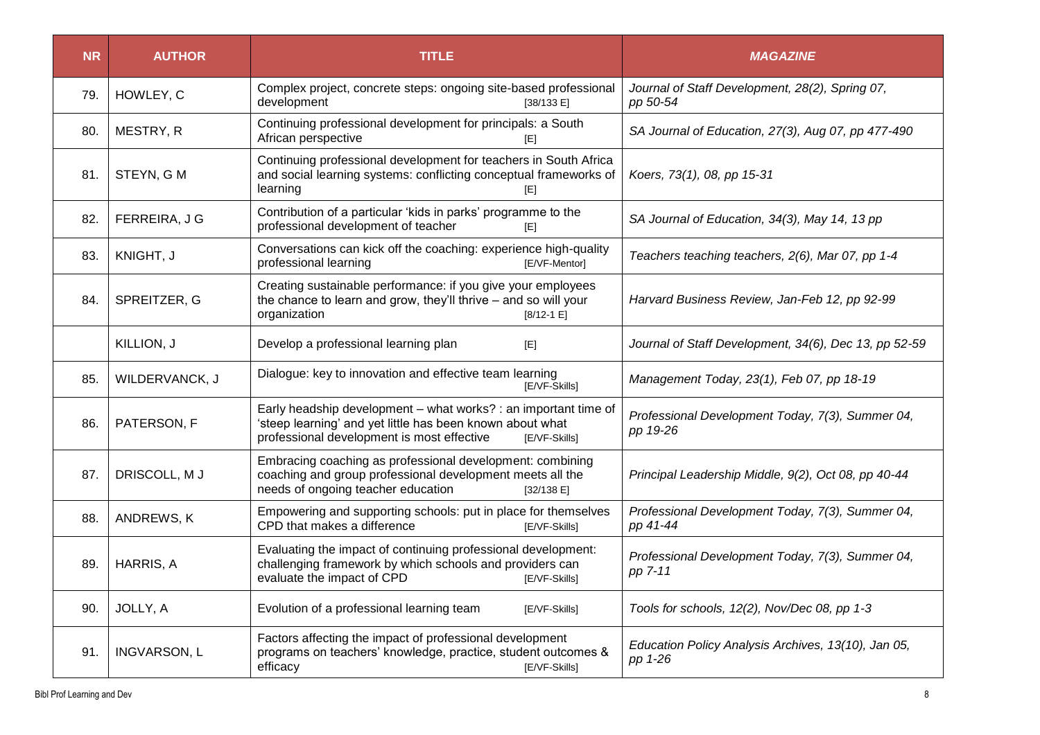| NR | AUTHOR | TITLE | *MAGAZINE* |
|---|---|---|---|
| 79. | HOWLEY, C | Complex project, concrete steps: ongoing site-based professional development [38/133 E] | *Journal of Staff Development, 28(2), Spring 07, pp 50-54* |
| 80. | MESTRY, R | Continuing professional development for principals: a South African perspective [E] | *SA Journal of Education, 27(3), Aug 07, pp 477-490* |
| 81. | STEYN, G M | Continuing professional development for teachers in South Africa and social learning systems: conflicting conceptual frameworks of learning [E] | *Koers, 73(1), 08, pp 15-31* |
| 82. | FERREIRA, J G | Contribution of a particular 'kids in parks' programme to the professional development of teacher [E] | *SA Journal of Education, 34(3), May 14, 13 pp* |
| 83. | KNIGHT, J | Conversations can kick off the coaching: experience high-quality professional learning [E/VF-Mentor] | *Teachers teaching teachers, 2(6), Mar 07, pp 1-4* |
| 84. | SPREITZER, G | Creating sustainable performance: if you give your employees the chance to learn and grow, they'll thrive – and so will your organization [8/12-1 E] | *Harvard Business Review, Jan-Feb 12, pp 92-99* |
| | KILLION, J | Develop a professional learning plan [E] | *Journal of Staff Development, 34(6), Dec 13, pp 52-59* |
| 85. | WILDERVANCK, J | Dialogue: key to innovation and effective team learning [E/VF-Skills] | *Management Today, 23(1), Feb 07, pp 18-19* |
| 86. | PATERSON, F | Early headship development – what works? : an important time of 'steep learning' and yet little has been known about what professional development is most effective [E/VF-Skills] | *Professional Development Today, 7(3), Summer 04, pp 19-26* |
| 87. | DRISCOLL, M J | Embracing coaching as professional development: combining coaching and group professional development meets all the needs of ongoing teacher education [32/138 E] | *Principal Leadership Middle, 9(2), Oct 08, pp 40-44* |
| 88. | ANDREWS, K | Empowering and supporting schools: put in place for themselves CPD that makes a difference [E/VF-Skills] | *Professional Development Today, 7(3), Summer 04, pp 41-44* |
| 89. | HARRIS, A | Evaluating the impact of continuing professional development: challenging framework by which schools and providers can evaluate the impact of CPD [E/VF-Skills] | *Professional Development Today, 7(3), Summer 04, pp 7-11* |
| 90. | JOLLY, A | Evolution of a professional learning team [E/VF-Skills] | *Tools for schools, 12(2), Nov/Dec 08, pp 1-3* |
| 91. | INGVARSON, L | Factors affecting the impact of professional development programs on teachers' knowledge, practice, student outcomes & efficacy [E/VF-Skills] | *Education Policy Analysis Archives, 13(10), Jan 05, pp 1-26* |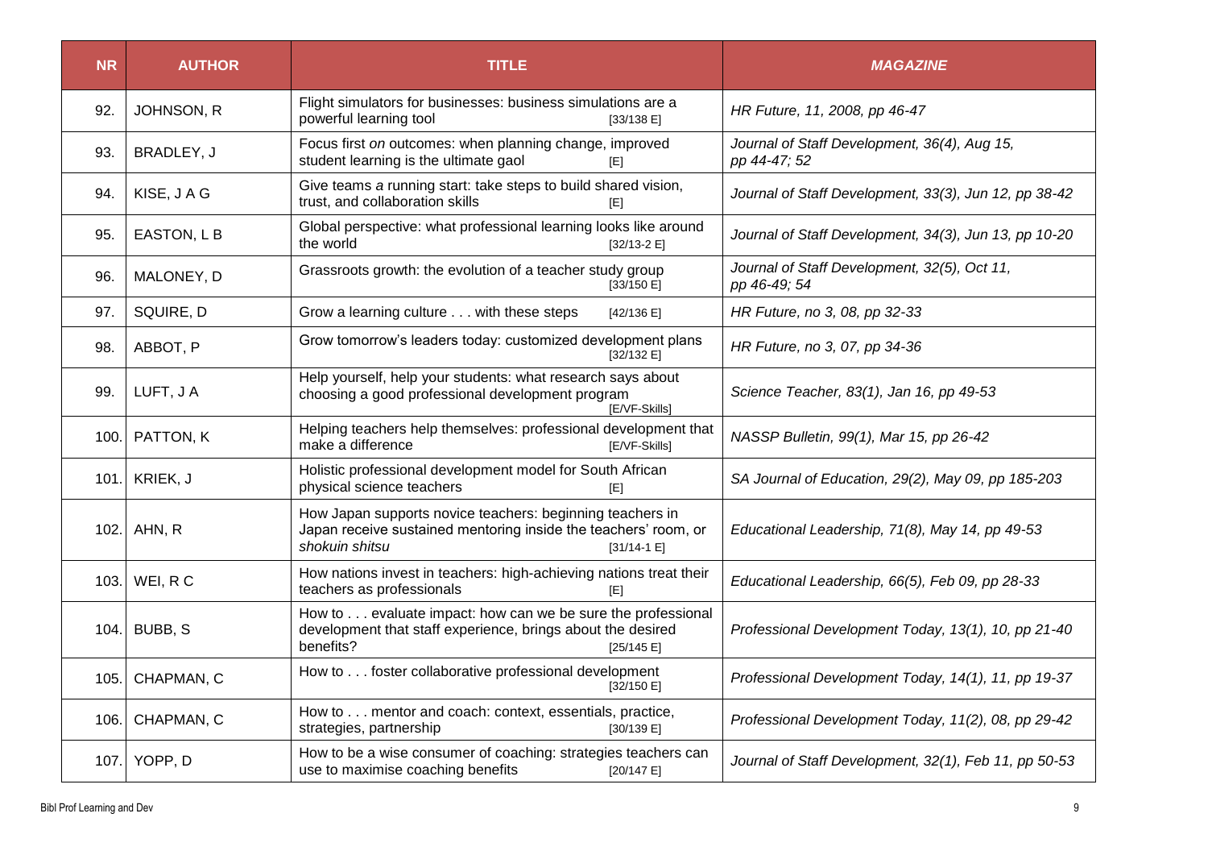| NR | AUTHOR | TITLE | *MAGAZINE* |
|---|---|---|---|
| 92. | JOHNSON, R | Flight simulators for businesses: business simulations are a powerful learning tool [33/138 E] | *HR Future, 11, 2008, pp 46-47* |
| 93. | BRADLEY, J | Focus first *on* outcomes: when planning change, improved student learning is the ultimate gaol [E] | *Journal of Staff Development, 36(4), Aug 15, pp 44-47; 52* |
| 94. | KISE, J A G | Give teams *a* running start: take steps to build shared vision, trust, and collaboration skills [E] | *Journal of Staff Development, 33(3), Jun 12, pp 38-42* |
| 95. | EASTON, L B | Global perspective: what professional learning looks like around the world [32/13-2 E] | *Journal of Staff Development, 34(3), Jun 13, pp 10-20* |
| 96. | MALONEY, D | Grassroots growth: the evolution of a teacher study group [33/150 E] | *Journal of Staff Development, 32(5), Oct 11, pp 46-49; 54* |
| 97. | SQUIRE, D | Grow a learning culture . . . with these steps [42/136 E] | *HR Future, no 3, 08, pp 32-33* |
| 98. | ABBOT, P | Grow tomorrow's leaders today: customized development plans [32/132 E] | *HR Future, no 3, 07, pp 34-36* |
| 99. | LUFT, J A | Help yourself, help your students: what research says about choosing a good professional development program [E/VF-Skills] | *Science Teacher, 83(1), Jan 16, pp 49-53* |
| 100. | PATTON, K | Helping teachers help themselves: professional development that make a difference [E/VF-Skills] | *NASSP Bulletin, 99(1), Mar 15, pp 26-42* |
| 101. | KRIEK, J | Holistic professional development model for South African physical science teachers [E] | *SA Journal of Education, 29(2), May 09, pp 185-203* |
| 102. | AHN, R | How Japan supports novice teachers: beginning teachers in Japan receive sustained mentoring inside the teachers' room, or *shokuin shitsu* [31/14-1 E] | *Educational Leadership, 71(8), May 14, pp 49-53* |
| 103. | WEI, R C | How nations invest in teachers: high-achieving nations treat their teachers as professionals [E] | *Educational Leadership, 66(5), Feb 09, pp 28-33* |
| 104. | BUBB, S | How to . . . evaluate impact: how can we be sure the professional development that staff experience, brings about the desired benefits? [25/145 E] | *Professional Development Today, 13(1), 10, pp 21-40* |
| 105. | CHAPMAN, C | How to . . . foster collaborative professional development [32/150 E] | *Professional Development Today, 14(1), 11, pp 19-37* |
| 106. | CHAPMAN, C | How to . . . mentor and coach: context, essentials, practice, strategies, partnership [30/139 E] | *Professional Development Today, 11(2), 08, pp 29-42* |
| 107. | YOPP, D | How to be a wise consumer of coaching: strategies teachers can use to maximise coaching benefits [20/147 E] | *Journal of Staff Development, 32(1), Feb 11, pp 50-53* |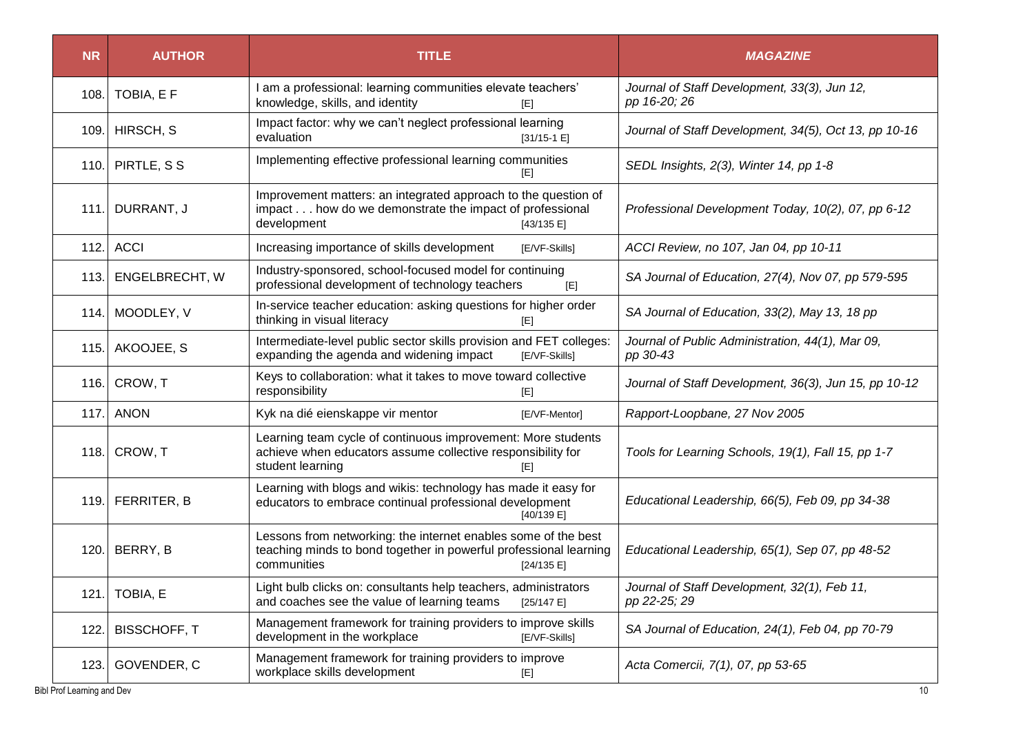| NR | AUTHOR | TITLE | MAGAZINE |
|---|---|---|---|
| 108. | TOBIA, E F | I am a professional: learning communities elevate teachers' knowledge, skills, and identity [E] | *Journal of Staff Development, 33(3), Jun 12, pp 16-20; 26* |
| 109. | HIRSCH, S | Impact factor: why we can't neglect professional learning evaluation [31/15-1 E] | *Journal of Staff Development, 34(5), Oct 13, pp 10-16* |
| 110. | PIRTLE, S S | Implementing effective professional learning communities [E] | *SEDL Insights, 2(3), Winter 14, pp 1-8* |
| 111. | DURRANT, J | Improvement matters: an integrated approach to the question of impact . . . how do we demonstrate the impact of professional development [43/135 E] | *Professional Development Today, 10(2), 07, pp 6-12* |
| 112. | ACCI | Increasing importance of skills development [E/VF-Skills] | *ACCI Review, no 107, Jan 04, pp 10-11* |
| 113. | ENGELBRECHT, W | Industry-sponsored, school-focused model for continuing professional development of technology teachers [E] | *SA Journal of Education, 27(4), Nov 07, pp 579-595* |
| 114. | MOODLEY, V | In-service teacher education: asking questions for higher order thinking in visual literacy [E] | *SA Journal of Education, 33(2), May 13, 18 pp* |
| 115. | AKOOJEE, S | Intermediate-level public sector skills provision and FET colleges: expanding the agenda and widening impact [E/VF-Skills] | *Journal of Public Administration, 44(1), Mar 09, pp 30-43* |
| 116. | CROW, T | Keys to collaboration: what it takes to move toward collective responsibility [E] | *Journal of Staff Development, 36(3), Jun 15, pp 10-12* |
| 117. | ANON | Kyk na dié eienskappe vir mentor [E/VF-Mentor] | *Rapport-Loopbane, 27 Nov 2005* |
| 118. | CROW, T | Learning team cycle of continuous improvement: More students achieve when educators assume collective responsibility for student learning [E] | *Tools for Learning Schools, 19(1), Fall 15, pp 1-7* |
| 119. | FERRITER, B | Learning with blogs and wikis: technology has made it easy for educators to embrace continual professional development [40/139 E] | *Educational Leadership, 66(5), Feb 09, pp 34-38* |
| 120. | BERRY, B | Lessons from networking: the internet enables some of the best teaching minds to bond together in powerful professional learning communities [24/135 E] | *Educational Leadership, 65(1), Sep 07, pp 48-52* |
| 121. | TOBIA, E | Light bulb clicks on: consultants help teachers, administrators and coaches see the value of learning teams [25/147 E] | *Journal of Staff Development, 32(1), Feb 11, pp 22-25; 29* |
| 122. | BISSCHOFF, T | Management framework for training providers to improve skills development in the workplace [E/VF-Skills] | *SA Journal of Education, 24(1), Feb 04, pp 70-79* |
| 123. | GOVENDER, C | Management framework for training providers to improve workplace skills development [E] | *Acta Comercii, 7(1), 07, pp 53-65* |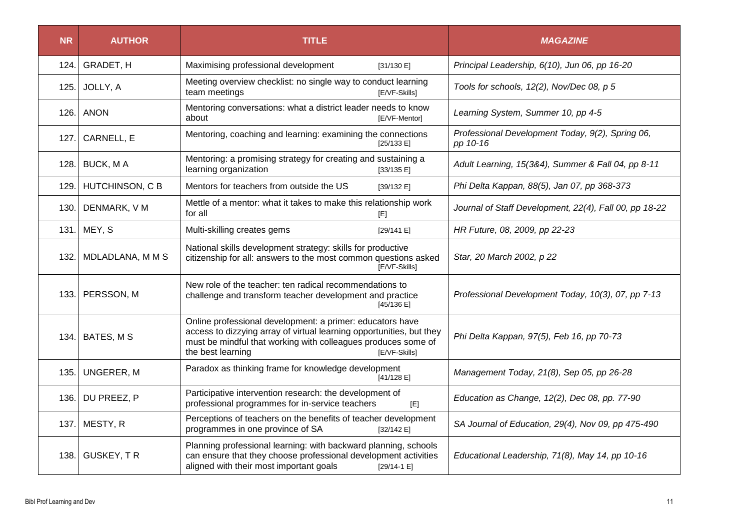| NR | AUTHOR | TITLE | MAGAZINE |
|---|---|---|---|
| 124. | GRADET, H | Maximising professional development [31/130 E] | *Principal Leadership, 6(10), Jun 06, pp 16-20* |
| 125. | JOLLY, A | Meeting overview checklist: no single way to conduct learning team meetings [E/VF-Skills] | *Tools for schools, 12(2), Nov/Dec 08, p 5* |
| 126. | ANON | Mentoring conversations: what a district leader needs to know about [E/VF-Mentor] | *Learning System, Summer 10, pp 4-5* |
| 127. | CARNELL, E | Mentoring, coaching and learning: examining the connections [25/133 E] | *Professional Development Today, 9(2), Spring 06, pp 10-16* |
| 128. | BUCK, M A | Mentoring: a promising strategy for creating and sustaining a learning organization [33/135 E] | *Adult Learning, 15(3&4), Summer & Fall 04, pp 8-11* |
| 129. | HUTCHINSON, C B | Mentors for teachers from outside the US [39/132 E] | *Phi Delta Kappan, 88(5), Jan 07, pp 368-373* |
| 130. | DENMARK, V M | Mettle of a mentor: what it takes to make this relationship work for all [E] | *Journal of Staff Development, 22(4), Fall 00, pp 18-22* |
| 131. | MEY, S | Multi-skilling creates gems [29/141 E] | *HR Future, 08, 2009, pp 22-23* |
| 132. | MDLADLANA, M M S | National skills development strategy: skills for productive citizenship for all: answers to the most common questions asked [E/VF-Skills] | *Star, 20 March 2002, p 22* |
| 133. | PERSSON, M | New role of the teacher: ten radical recommendations to challenge and transform teacher development and practice [45/136 E] | *Professional Development Today, 10(3), 07, pp 7-13* |
| 134. | BATES, M S | Online professional development: a primer: educators have access to dizzying array of virtual learning opportunities, but they must be mindful that working with colleagues produces some of the best learning [E/VF-Skills] | *Phi Delta Kappan, 97(5), Feb 16, pp 70-73* |
| 135. | UNGERER, M | Paradox as thinking frame for knowledge development [41/128 E] | *Management Today, 21(8), Sep 05, pp 26-28* |
| 136. | DU PREEZ, P | Participative intervention research: the development of professional programmes for in-service teachers [E] | *Education as Change, 12(2), Dec 08, pp. 77-90* |
| 137. | MESTY, R | Perceptions of teachers on the benefits of teacher development programmes in one province of SA [32/142 E] | *SA Journal of Education, 29(4), Nov 09, pp 475-490* |
| 138. | GUSKEY, T R | Planning professional learning: with backward planning, schools can ensure that they choose professional development activities aligned with their most important goals [29/14-1 E] | *Educational Leadership, 71(8), May 14, pp 10-16* |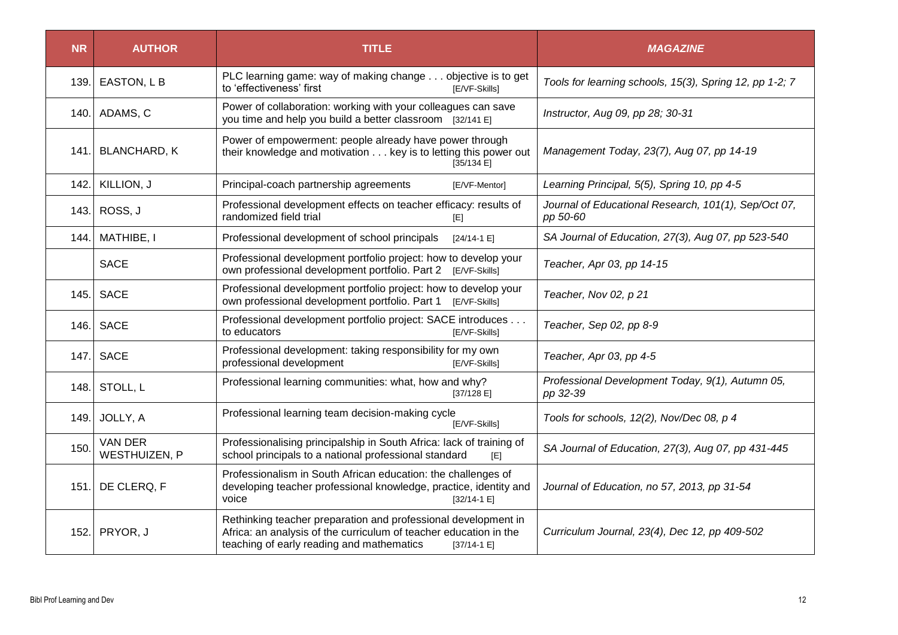| NR | AUTHOR | TITLE | *MAGAZINE* |
|---|---|---|---|
| 139. | EASTON, L B | PLC learning game: way of making change . . . objective is to get to 'effectiveness' first [E/VF-Skills] | *Tools for learning schools, 15(3), Spring 12, pp 1-2; 7* |
| 140. | ADAMS, C | Power of collaboration: working with your colleagues can save you time and help you build a better classroom [32/141 E] | *Instructor, Aug 09, pp 28; 30-31* |
| 141. | BLANCHARD, K | Power of empowerment: people already have power through their knowledge and motivation . . . key is to letting this power out [35/134 E] | *Management Today, 23(7), Aug 07, pp 14-19* |
| 142. | KILLION, J | Principal-coach partnership agreements [E/VF-Mentor] | *Learning Principal, 5(5), Spring 10, pp 4-5* |
| 143. | ROSS, J | Professional development effects on teacher efficacy: results of randomized field trial [E] | *Journal of Educational Research, 101(1), Sep/Oct 07, pp 50-60* |
| 144. | MATHIBE, I | Professional development of school principals [24/14-1 E] | *SA Journal of Education, 27(3), Aug 07, pp 523-540* |
| | SACE | Professional development portfolio project: how to develop your own professional development portfolio. Part 2 [E/VF-Skills] | *Teacher, Apr 03, pp 14-15* |
| 145. | SACE | Professional development portfolio project: how to develop your own professional development portfolio. Part 1 [E/VF-Skills] | *Teacher, Nov 02, p 21* |
| 146. | SACE | Professional development portfolio project: SACE introduces . . . to educators [E/VF-Skills] | *Teacher, Sep 02, pp 8-9* |
| 147. | SACE | Professional development: taking responsibility for my own professional development [E/VF-Skills] | *Teacher, Apr 03, pp 4-5* |
| 148. | STOLL, L | Professional learning communities: what, how and why? [37/128 E] | *Professional Development Today, 9(1), Autumn 05, pp 32-39* |
| 149. | JOLLY, A | Professional learning team decision-making cycle [E/VF-Skills] | *Tools for schools, 12(2), Nov/Dec 08, p 4* |
| 150. | VAN DER WESTHUIZEN, P | Professionalising principalship in South Africa: lack of training of school principals to a national professional standard [E] | *SA Journal of Education, 27(3), Aug 07, pp 431-445* |
| 151. | DE CLERQ, F | Professionalism in South African education: the challenges of developing teacher professional knowledge, practice, identity and voice [32/14-1 E] | *Journal of Education, no 57, 2013, pp 31-54* |
| 152. | PRYOR, J | Rethinking teacher preparation and professional development in Africa: an analysis of the curriculum of teacher education in the teaching of early reading and mathematics [37/14-1 E] | *Curriculum Journal, 23(4), Dec 12, pp 409-502* |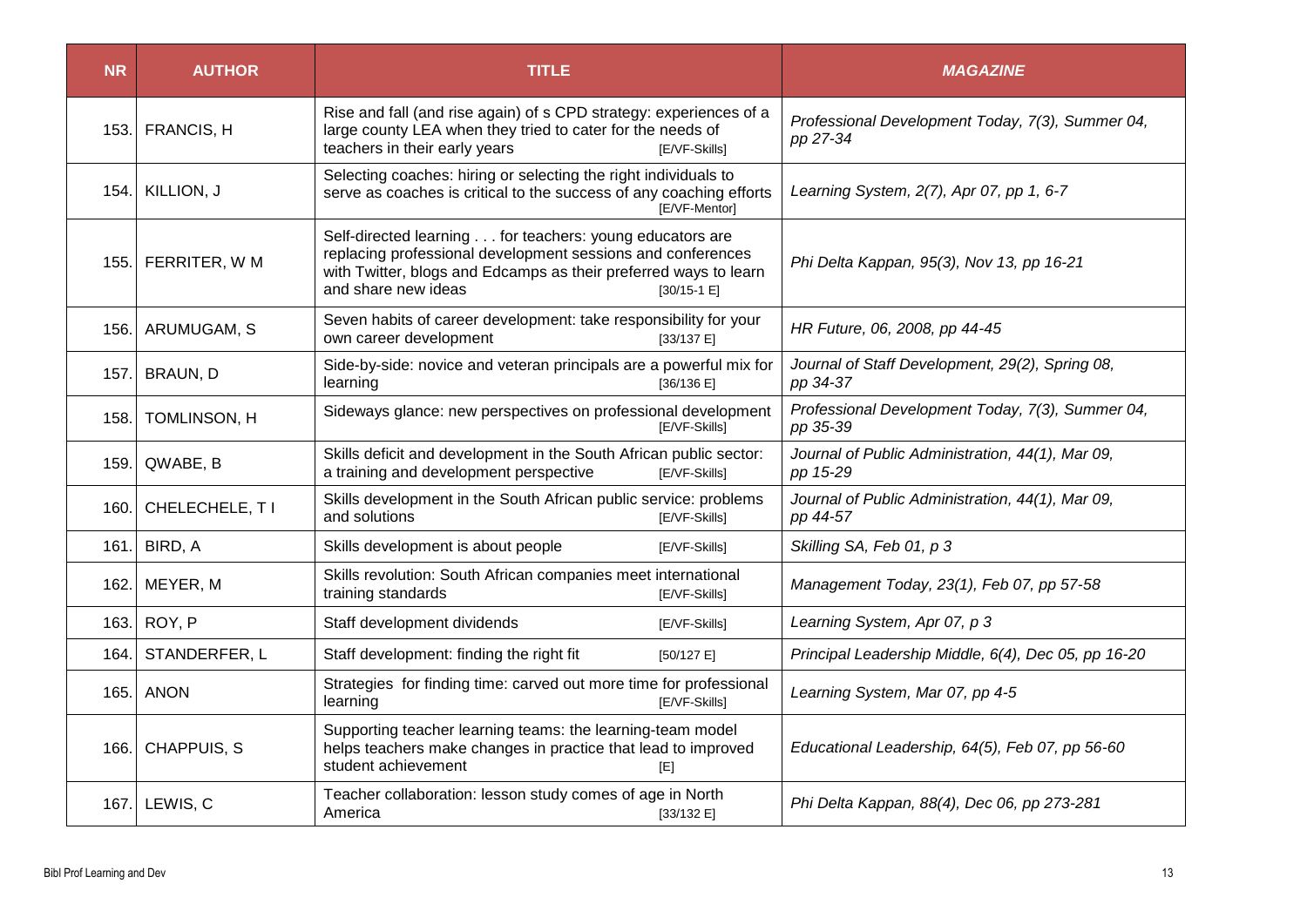| NR | AUTHOR | TITLE | *MAGAZINE* |
|---|---|---|---|
| 153. | FRANCIS, H | Rise and fall (and rise again) of s CPD strategy: experiences of a large county LEA when they tried to cater for the needs of teachers in their early years [E/VF-Skills] | *Professional Development Today, 7(3), Summer 04, pp 27-34* |
| 154. | KILLION, J | Selecting coaches: hiring or selecting the right individuals to serve as coaches is critical to the success of any coaching efforts [E/VF-Mentor] | *Learning System, 2(7), Apr 07, pp 1, 6-7* |
| 155. | FERRITER, W M | Self-directed learning . . . for teachers: young educators are replacing professional development sessions and conferences with Twitter, blogs and Edcamps as their preferred ways to learn and share new ideas [30/15-1 E] | *Phi Delta Kappan, 95(3), Nov 13, pp 16-21* |
| 156. | ARUMUGAM, S | Seven habits of career development: take responsibility for your own career development [33/137 E] | *HR Future, 06, 2008, pp 44-45* |
| 157. | BRAUN, D | Side-by-side: novice and veteran principals are a powerful mix for learning [36/136 E] | *Journal of Staff Development, 29(2), Spring 08, pp 34-37* |
| 158. | TOMLINSON, H | Sideways glance: new perspectives on professional development [E/VF-Skills] | *Professional Development Today, 7(3), Summer 04, pp 35-39* |
| 159. | QWABE, B | Skills deficit and development in the South African public sector: a training and development perspective [E/VF-Skills] | *Journal of Public Administration, 44(1), Mar 09, pp 15-29* |
| 160. | CHELECHELE, T I | Skills development in the South African public service: problems and solutions [E/VF-Skills] | *Journal of Public Administration, 44(1), Mar 09, pp 44-57* |
| 161. | BIRD, A | Skills development is about people [E/VF-Skills] | *Skilling SA, Feb 01, p 3* |
| 162. | MEYER, M | Skills revolution: South African companies meet international training standards [E/VF-Skills] | *Management Today, 23(1), Feb 07, pp 57-58* |
| 163. | ROY, P | Staff development dividends [E/VF-Skills] | *Learning System, Apr 07, p 3* |
| 164. | STANDERFER, L | Staff development: finding the right fit [50/127 E] | *Principal Leadership Middle, 6(4), Dec 05, pp 16-20* |
| 165. | ANON | Strategies for finding time: carved out more time for professional learning [E/VF-Skills] | *Learning System, Mar 07, pp 4-5* |
| 166. | CHAPPUIS, S | Supporting teacher learning teams: the learning-team model helps teachers make changes in practice that lead to improved student achievement [E] | *Educational Leadership, 64(5), Feb 07, pp 56-60* |
| 167. | LEWIS, C | Teacher collaboration: lesson study comes of age in North America [33/132 E] | *Phi Delta Kappan, 88(4), Dec 06, pp 273-281* |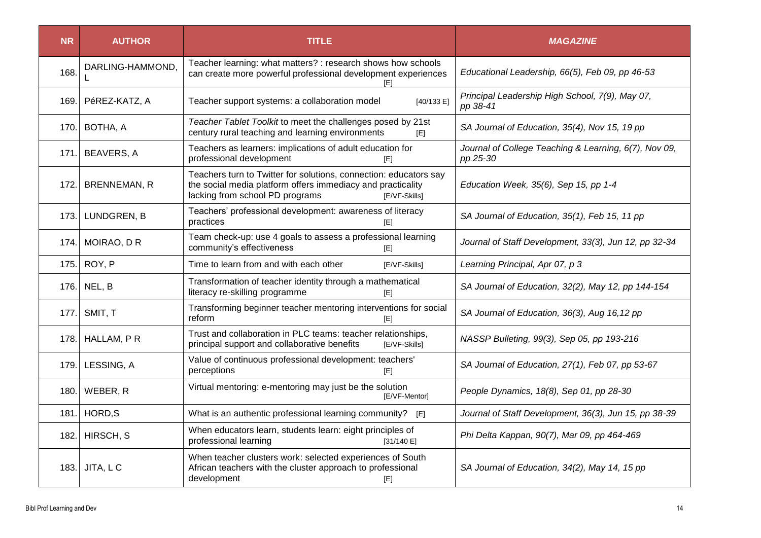| NR | AUTHOR | TITLE | *MAGAZINE* |
|---|---|---|---|
| 168. | DARLING-HAMMOND, L | Teacher learning: what matters? : research shows how schools can create more powerful professional development experiences [E] | *Educational Leadership, 66(5), Feb 09, pp 46-53* |
| 169. | PéREZ-KATZ, A | Teacher support systems: a collaboration model [40/133 E] | *Principal Leadership High School, 7(9), May 07, pp 38-41* |
| 170. | BOTHA, A | *Teacher Tablet Toolkit* to meet the challenges posed by 21st century rural teaching and learning environments [E] | *SA Journal of Education, 35(4), Nov 15, 19 pp* |
| 171. | BEAVERS, A | Teachers as learners: implications of adult education for professional development [E] | *Journal of College Teaching & Learning, 6(7), Nov 09, pp 25-30* |
| 172. | BRENNEMAN, R | Teachers turn to Twitter for solutions, connection: educators say the social media platform offers immediacy and practicality lacking from school PD programs [E/VF-Skills] | *Education Week, 35(6), Sep 15, pp 1-4* |
| 173. | LUNDGREN, B | Teachers' professional development: awareness of literacy practices [E] | *SA Journal of Education, 35(1), Feb 15, 11 pp* |
| 174. | MOIRAO, D R | Team check-up: use 4 goals to assess a professional learning community's effectiveness [E] | *Journal of Staff Development, 33(3), Jun 12, pp 32-34* |
| 175. | ROY, P | Time to learn from and with each other [E/VF-Skills] | *Learning Principal, Apr 07, p 3* |
| 176. | NEL, B | Transformation of teacher identity through a mathematical literacy re-skilling programme [E] | *SA Journal of Education, 32(2), May 12, pp 144-154* |
| 177. | SMIT, T | Transforming beginner teacher mentoring interventions for social reform [E] | *SA Journal of Education, 36(3), Aug 16,12 pp* |
| 178. | HALLAM, P R | Trust and collaboration in PLC teams: teacher relationships, principal support and collaborative benefits [E/VF-Skills] | *NASSP Bulleting, 99(3), Sep 05, pp 193-216* |
| 179. | LESSING, A | Value of continuous professional development: teachers' perceptions [E] | *SA Journal of Education, 27(1), Feb 07, pp 53-67* |
| 180. | WEBER, R | Virtual mentoring: e-mentoring may just be the solution [E/VF-Mentor] | *People Dynamics, 18(8), Sep 01, pp 28-30* |
| 181. | HORD,S | What is an authentic professional learning community? [E] | *Journal of Staff Development, 36(3), Jun 15, pp 38-39* |
| 182. | HIRSCH, S | When educators learn, students learn: eight principles of professional learning [31/140 E] | *Phi Delta Kappan, 90(7), Mar 09, pp 464-469* |
| 183. | JITA, L C | When teacher clusters work: selected experiences of South African teachers with the cluster approach to professional development [E] | *SA Journal of Education, 34(2), May 14, 15 pp* |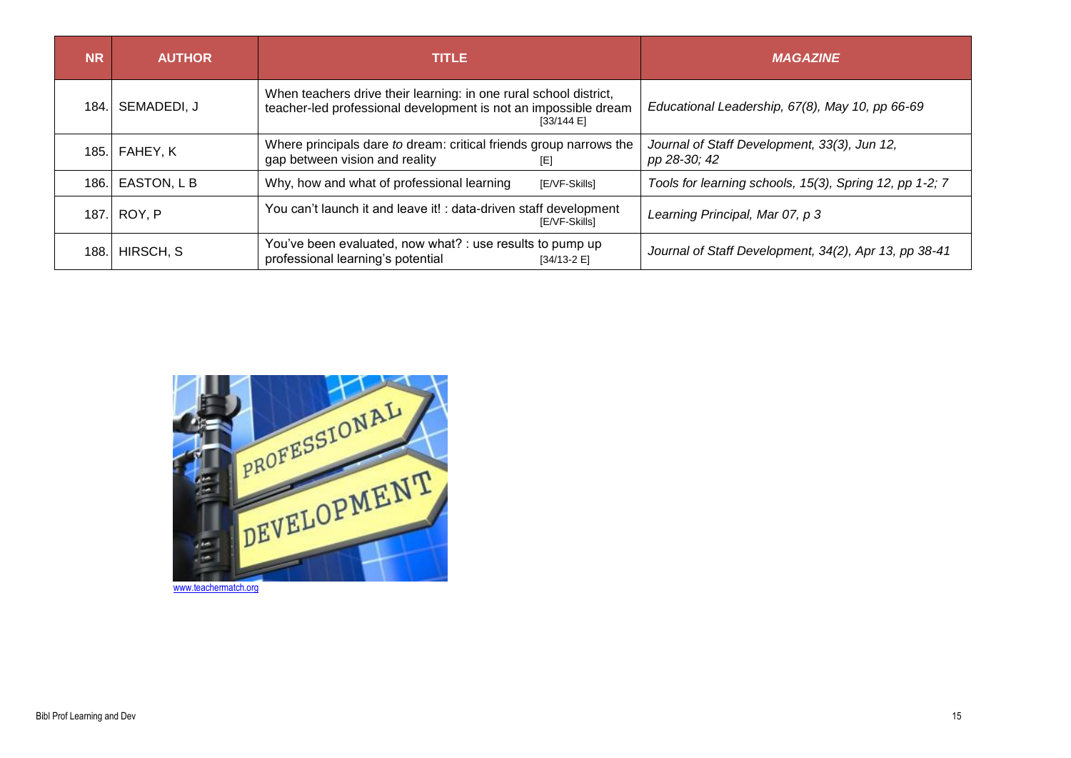| NR | AUTHOR | TITLE | *MAGAZINE* |
|---|---|---|---|
| 184. | SEMADEDI, J | When teachers drive their learning: in one rural school district, teacher-led professional development is not an impossible dream [33/144 E] | *Educational Leadership, 67(8), May 10, pp 66-69* |
| 185. | FAHEY, K | Where principals dare *to* dream: critical friends group narrows the gap between vision and reality [E] | *Journal of Staff Development, 33(3), Jun 12, pp 28-30; 42* |
| 186. | EASTON, L B | Why, how and what of professional learning [E/VF-Skills] | *Tools for learning schools, 15(3), Spring 12, pp 1-2; 7* |
| 187. | ROY, P | You can't launch it and leave it! : data-driven staff development [E/VF-Skills] | *Learning Principal, Mar 07, p 3* |
| 188. | HIRSCH, S | You've been evaluated, now what? : use results to pump up professional learning's potential [34/13-2 E] | *Journal of Staff Development, 34(2), Apr 13, pp 38-41* |

www.teachermatch.org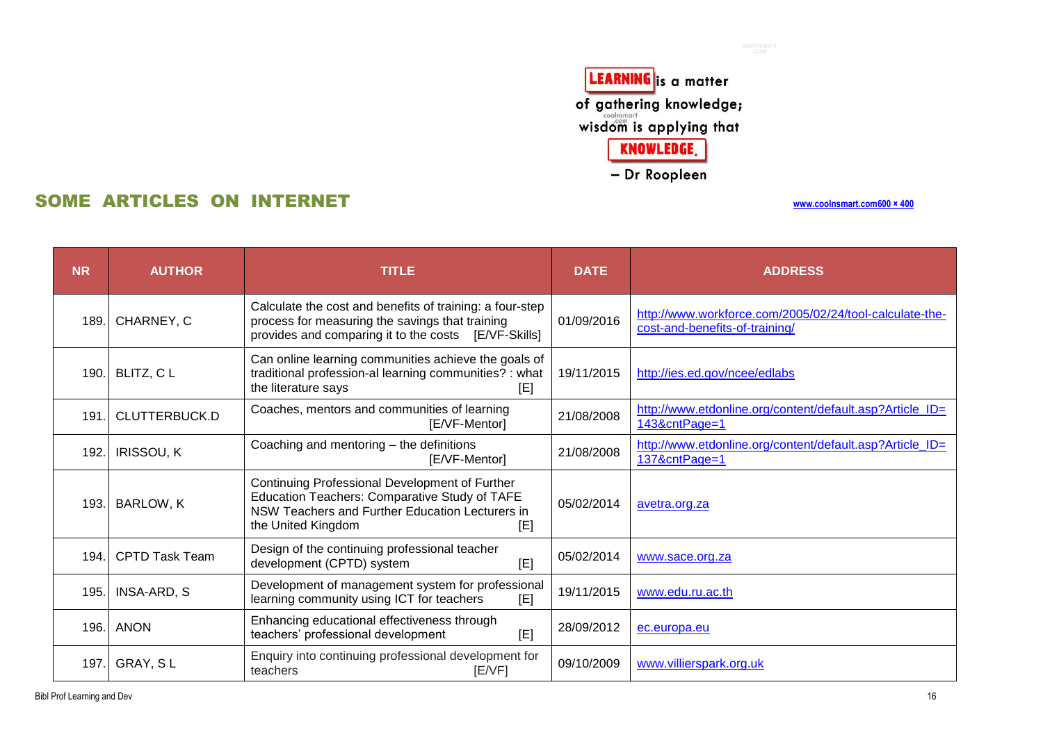LEARNING is a matter of gathering knowledge; wisdom is applying that KNOWLEDGE.

– Dr Roopleen

## SOME ARTICLES ON INTERNET

www.coolnsmart.com600 × 400

| NR | AUTHOR | TITLE | DATE | ADDRESS |
|---|---|---|---|---|
| 189. | CHARNEY, C | Calculate the cost and benefits of training: a four-step process for measuring the savings that training provides and comparing it to the costs [E/VF-Skills] | 01/09/2016 | http://www.workforce.com/2005/02/24/tool-calculate-the-cost-and-benefits-of-training/ |
| 190. | BLITZ, C L | Can online learning communities achieve the goals of traditional profession-al learning communities? : what the literature says [E] | 19/11/2015 | http://ies.ed.gov/ncee/edlabs |
| 191. | CLUTTERBUCK.D | Coaches, mentors and communities of learning [E/VF-Mentor] | 21/08/2008 | http://www.etdonline.org/content/default.asp?Article_ID=143&cntPage=1 |
| 192. | IRISSOU, K | Coaching and mentoring – the definitions [E/VF-Mentor] | 21/08/2008 | http://www.etdonline.org/content/default.asp?Article_ID=137&cntPage=1 |
| 193. | BARLOW, K | Continuing Professional Development of Further Education Teachers: Comparative Study of TAFE NSW Teachers and Further Education Lecturers in the United Kingdom [E] | 05/02/2014 | avetra.org.za |
| 194. | CPTD Task Team | Design of the continuing professional teacher development (CPTD) system [E] | 05/02/2014 | www.sace.org.za |
| 195. | INSA-ARD, S | Development of management system for professional learning community using ICT for teachers [E] | 19/11/2015 | www.edu.ru.ac.th |
| 196. | ANON | Enhancing educational effectiveness through teachers' professional development [E] | 28/09/2012 | ec.europa.eu |
| 197. | GRAY, S L | Enquiry into continuing professional development for teachers [E/VF] | 09/10/2009 | www.villierspark.org.uk |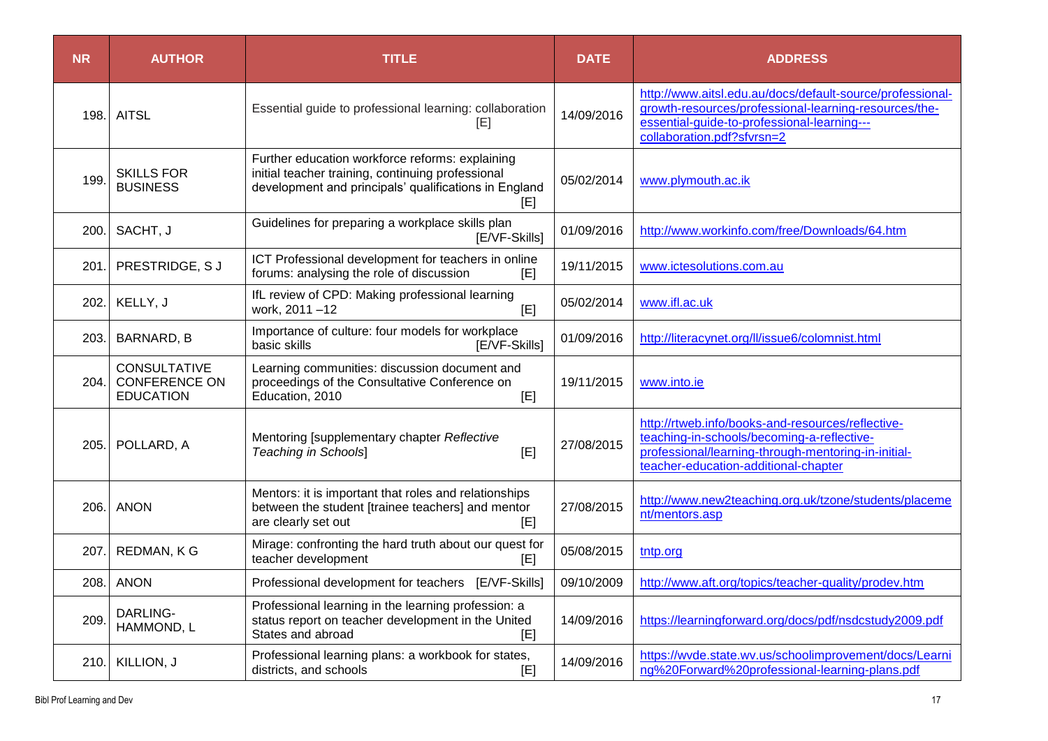| NR | AUTHOR | TITLE | DATE | ADDRESS |
|---|---|---|---|---|
| 198. | AITSL | Essential guide to professional learning: collaboration [E] | 14/09/2016 | http://www.aitsl.edu.au/docs/default-source/professional-growth-resources/professional-learning-resources/the-essential-guide-to-professional-learning---collaboration.pdf?sfvrsn=2 |
| 199. | SKILLS FOR BUSINESS | Further education workforce reforms: explaining initial teacher training, continuing professional development and principals' qualifications in England [E] | 05/02/2014 | www.plymouth.ac.ik |
| 200. | SACHT, J | Guidelines for preparing a workplace skills plan [E/VF-Skills] | 01/09/2016 | http://www.workinfo.com/free/Downloads/64.htm |
| 201. | PRESTRIDGE, S J | ICT Professional development for teachers in online forums: analysing the role of discussion [E] | 19/11/2015 | www.ictesolutions.com.au |
| 202. | KELLY, J | IfL review of CPD: Making professional learning work, 2011 –12 [E] | 05/02/2014 | www.ifl.ac.uk |
| 203. | BARNARD, B | Importance of culture: four models for workplace basic skills [E/VF-Skills] | 01/09/2016 | http://literacynet.org/ll/issue6/colomnist.html |
| 204. | CONSULTATIVE CONFERENCE ON EDUCATION | Learning communities: discussion document and proceedings of the Consultative Conference on Education, 2010 [E] | 19/11/2015 | www.into.ie |
| 205. | POLLARD, A | Mentoring [supplementary chapter *Reflective Teaching in Schools*] [E] | 27/08/2015 | http://rtweb.info/books-and-resources/reflective-teaching-in-schools/becoming-a-reflective-professional/learning-through-mentoring-in-initial-teacher-education-additional-chapter |
| 206. | ANON | Mentors: it is important that roles and relationships between the student [trainee teachers] and mentor are clearly set out [E] | 27/08/2015 | http://www.new2teaching.org.uk/tzone/students/placement/mentors.asp |
| 207. | REDMAN, K G | Mirage: confronting the hard truth about our quest for teacher development [E] | 05/08/2015 | tntp.org |
| 208. | ANON | Professional development for teachers [E/VF-Skills] | 09/10/2009 | http://www.aft.org/topics/teacher-quality/prodev.htm |
| 209. | DARLING-HAMMOND, L | Professional learning in the learning profession: a status report on teacher development in the United States and abroad [E] | 14/09/2016 | https://learningforward.org/docs/pdf/nsdcstudy2009.pdf |
| 210. | KILLION, J | Professional learning plans: a workbook for states, districts, and schools [E] | 14/09/2016 | https://wvde.state.wv.us/schoolimprovement/docs/Learning%20Forward%20professional-learning-plans.pdf |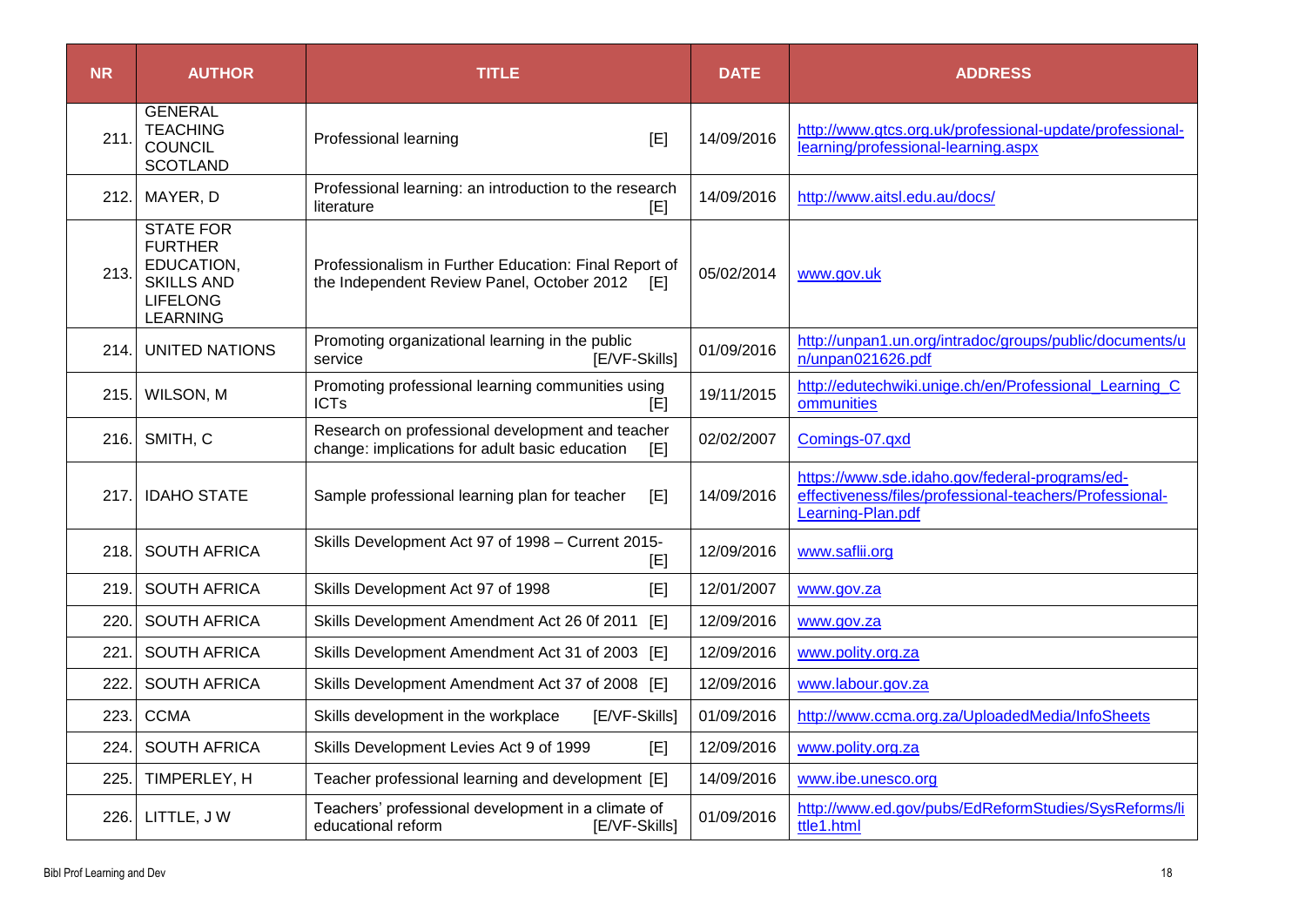| NR | AUTHOR | TITLE | DATE | ADDRESS |
|---|---|---|---|---|
| 211. | GENERAL TEACHING COUNCIL SCOTLAND | Professional learning [E] | 14/09/2016 | http://www.gtcs.org.uk/professional-update/professional-learning/professional-learning.aspx |
| 212. | MAYER, D | Professional learning: an introduction to the research literature [E] | 14/09/2016 | http://www.aitsl.edu.au/docs/ |
| 213. | STATE FOR FURTHER EDUCATION, SKILLS AND LIFELONG LEARNING | Professionalism in Further Education: Final Report of the Independent Review Panel, October 2012 [E] | 05/02/2014 | www.gov.uk |
| 214. | UNITED NATIONS | Promoting organizational learning in the public service [E/VF-Skills] | 01/09/2016 | http://unpan1.un.org/intradoc/groups/public/documents/un/unpan021626.pdf |
| 215. | WILSON, M | Promoting professional learning communities using ICTs [E] | 19/11/2015 | http://edutechwiki.unige.ch/en/Professional_Learning_Communities |
| 216. | SMITH, C | Research on professional development and teacher change: implications for adult basic education [E] | 02/02/2007 | Comings-07.qxd |
| 217. | IDAHO STATE | Sample professional learning plan for teacher [E] | 14/09/2016 | https://www.sde.idaho.gov/federal-programs/ed-effectiveness/files/professional-teachers/Professional-Learning-Plan.pdf |
| 218. | SOUTH AFRICA | Skills Development Act 97 of 1998 – Current 2015- [E] | 12/09/2016 | www.saflii.org |
| 219. | SOUTH AFRICA | Skills Development Act 97 of 1998 [E] | 12/01/2007 | www.gov.za |
| 220. | SOUTH AFRICA | Skills Development Amendment Act 26 0f 2011 [E] | 12/09/2016 | www.gov.za |
| 221. | SOUTH AFRICA | Skills Development Amendment Act 31 of 2003 [E] | 12/09/2016 | www.polity.org.za |
| 222. | SOUTH AFRICA | Skills Development Amendment Act 37 of 2008 [E] | 12/09/2016 | www.labour.gov.za |
| 223. | CCMA | Skills development in the workplace [E/VF-Skills] | 01/09/2016 | http://www.ccma.org.za/UploadedMedia/InfoSheets |
| 224. | SOUTH AFRICA | Skills Development Levies Act 9 of 1999 [E] | 12/09/2016 | www.polity.org.za |
| 225. | TIMPERLEY, H | Teacher professional learning and development [E] | 14/09/2016 | www.ibe.unesco.org |
| 226. | LITTLE, J W | Teachers' professional development in a climate of educational reform [E/VF-Skills] | 01/09/2016 | http://www.ed.gov/pubs/EdReformStudies/SysReforms/little1.html |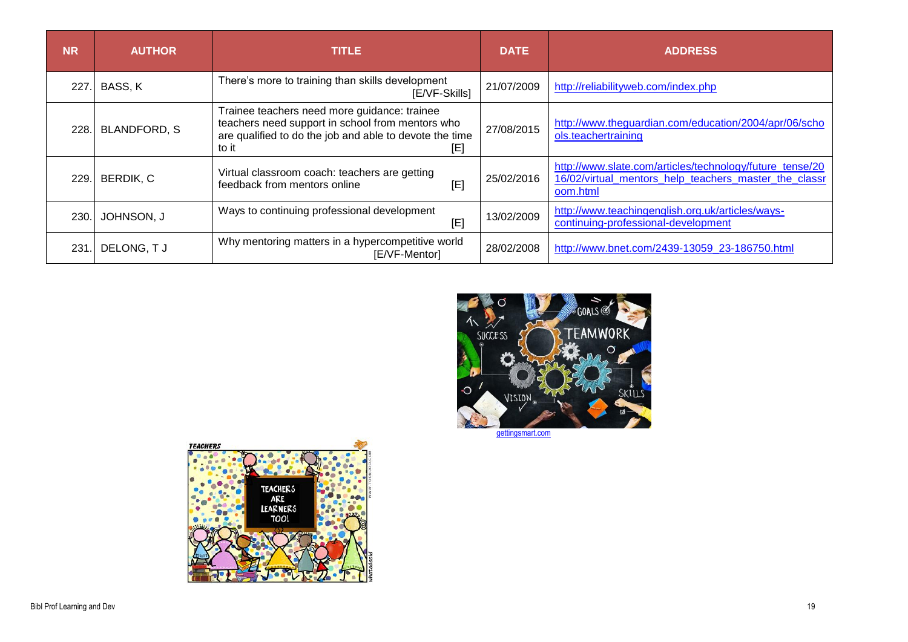| NR | AUTHOR | TITLE | DATE | ADDRESS |
|---|---|---|---|---|
| 227. | BASS, K | There's more to training than skills development [E/VF-Skills] | 21/07/2009 | http://reliabilityweb.com/index.php |
| 228. | BLANDFORD, S | Trainee teachers need more guidance: trainee teachers need support in school from mentors who are qualified to do the job and able to devote the time to it [E] | 27/08/2015 | http://www.theguardian.com/education/2004/apr/06/schools.teachertraining |
| 229. | BERDIK, C | Virtual classroom coach: teachers are getting feedback from mentors online [E] | 25/02/2016 | http://www.slate.com/articles/technology/future_tense/2016/02/virtual_mentors_help_teachers_master_the_classroom.html |
| 230. | JOHNSON, J | Ways to continuing professional development [E] | 13/02/2009 | http://www.teachingenglish.org.uk/articles/ways-continuing-professional-development |
| 231. | DELONG, T J | Why mentoring matters in a hypercompetitive world [E/VF-Mentor] | 28/02/2008 | http://www.bnet.com/2439-13059_23-186750.html |

gettingsmart.com